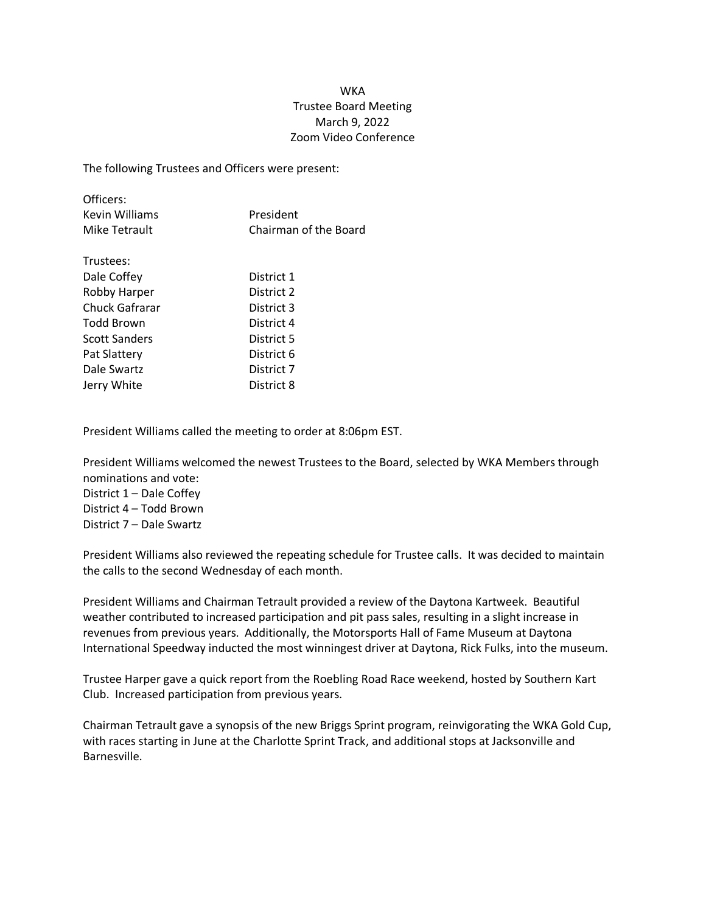WKA
Trustee Board Meeting
March 9, 2022
Zoom Video Conference

The following Trustees and Officers were present:

Officers:

| | |
|---|---|
| Kevin Williams | President |
| Mike Tetrault | Chairman of the Board |

Trustees:

| | |
|---|---|
| Dale Coffey | District 1 |
| Robby Harper | District 2 |
| Chuck Gafrarar | District 3 |
| Todd Brown | District 4 |
| Scott Sanders | District 5 |
| Pat Slattery | District 6 |
| Dale Swartz | District 7 |
| Jerry White | District 8 |

President Williams called the meeting to order at 8:06pm EST.

President Williams welcomed the newest Trustees to the Board, selected by WKA Members through nominations and vote:
District 1 – Dale Coffey
District 4 – Todd Brown
District 7 – Dale Swartz

President Williams also reviewed the repeating schedule for Trustee calls. It was decided to maintain the calls to the second Wednesday of each month.

President Williams and Chairman Tetrault provided a review of the Daytona Kartweek. Beautiful weather contributed to increased participation and pit pass sales, resulting in a slight increase in revenues from previous years. Additionally, the Motorsports Hall of Fame Museum at Daytona International Speedway inducted the most winningest driver at Daytona, Rick Fulks, into the museum.

Trustee Harper gave a quick report from the Roebling Road Race weekend, hosted by Southern Kart Club. Increased participation from previous years.

Chairman Tetrault gave a synopsis of the new Briggs Sprint program, reinvigorating the WKA Gold Cup, with races starting in June at the Charlotte Sprint Track, and additional stops at Jacksonville and Barnesville.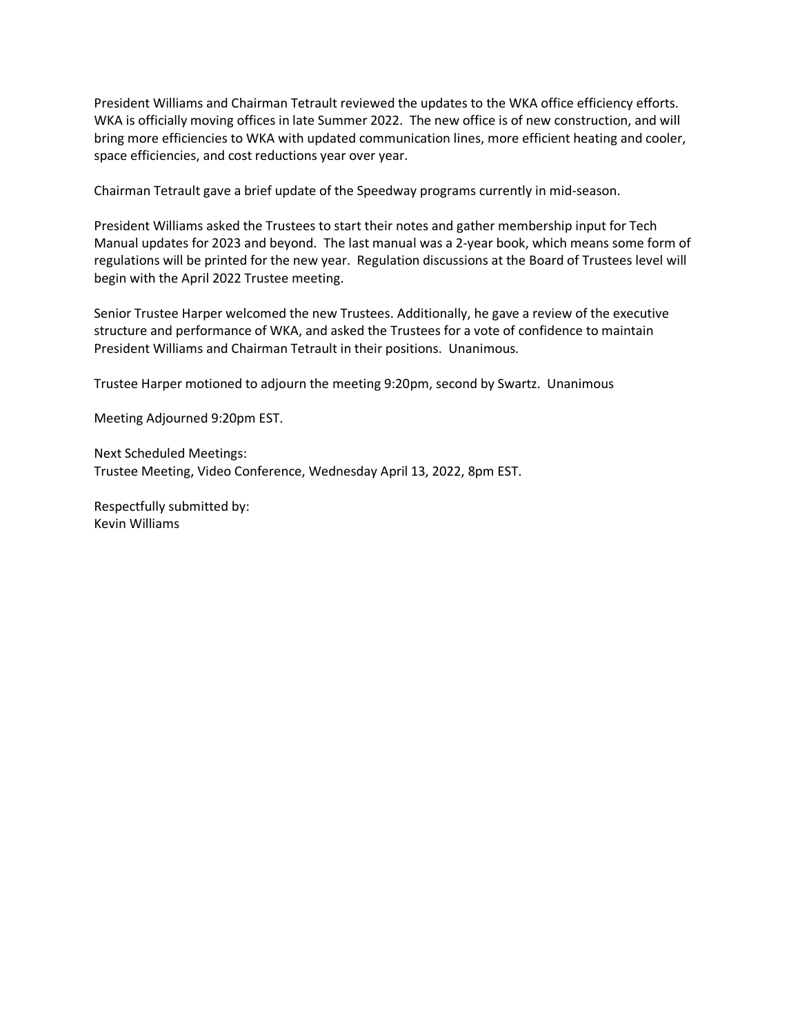President Williams and Chairman Tetrault reviewed the updates to the WKA office efficiency efforts. WKA is officially moving offices in late Summer 2022. The new office is of new construction, and will bring more efficiencies to WKA with updated communication lines, more efficient heating and cooler, space efficiencies, and cost reductions year over year.

Chairman Tetrault gave a brief update of the Speedway programs currently in mid-season.

President Williams asked the Trustees to start their notes and gather membership input for Tech Manual updates for 2023 and beyond. The last manual was a 2-year book, which means some form of regulations will be printed for the new year. Regulation discussions at the Board of Trustees level will begin with the April 2022 Trustee meeting.

Senior Trustee Harper welcomed the new Trustees. Additionally, he gave a review of the executive structure and performance of WKA, and asked the Trustees for a vote of confidence to maintain President Williams and Chairman Tetrault in their positions. Unanimous.

Trustee Harper motioned to adjourn the meeting 9:20pm, second by Swartz. Unanimous

Meeting Adjourned 9:20pm EST.

Next Scheduled Meetings:
Trustee Meeting, Video Conference, Wednesday April 13, 2022, 8pm EST.

Respectfully submitted by:
Kevin Williams